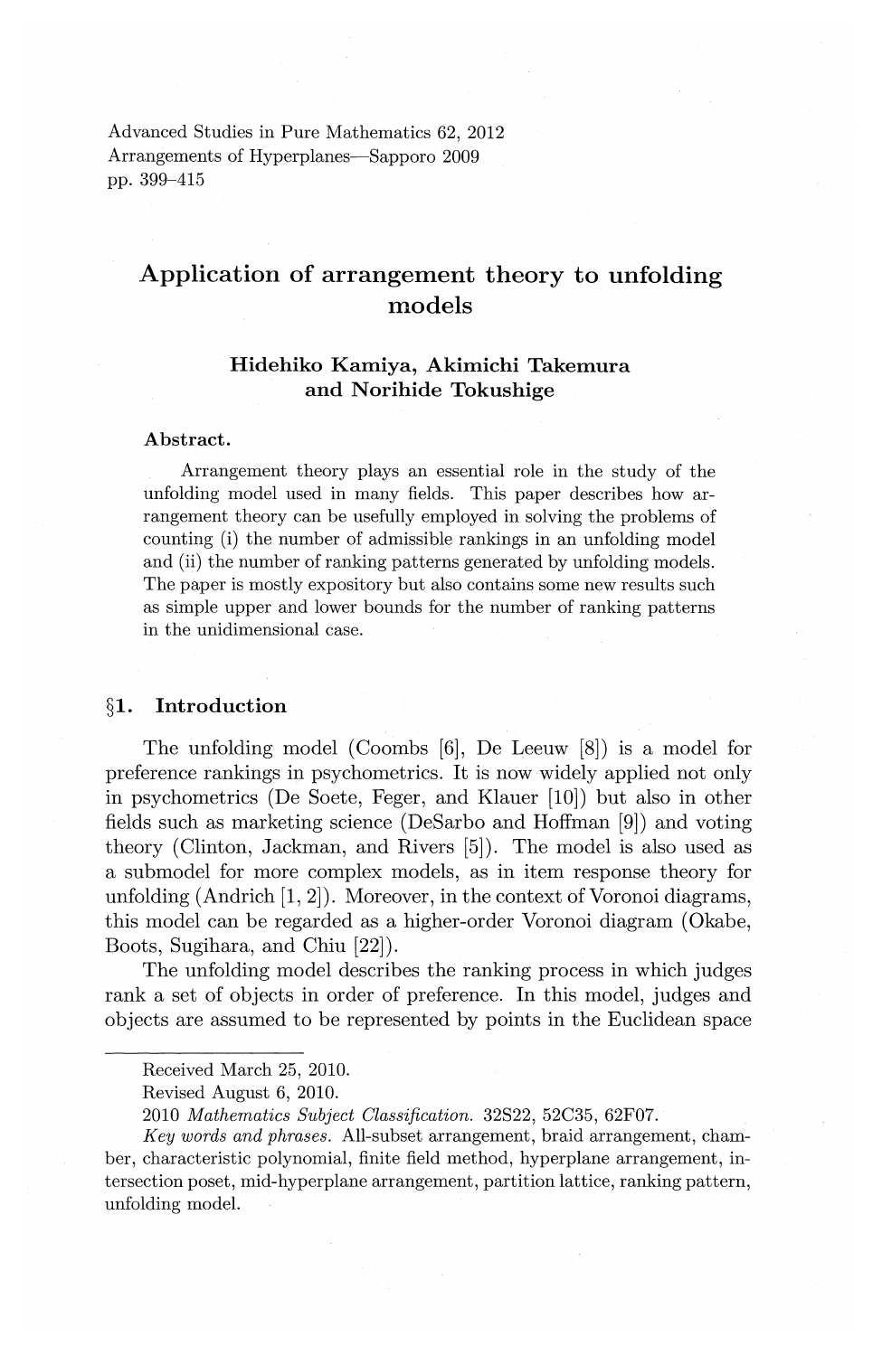Advanced Studies in Pure Mathematics 62, 2012
Arrangements of Hyperplanes—Sapporo 2009
pp. 399–415

# Application of arrangement theory to unfolding models

**Hidehiko Kamiya, Akimichi Takemura and Norihide Tokushige**

**Abstract.**

Arrangement theory plays an essential role in the study of the unfolding model used in many fields. This paper describes how arrangement theory can be usefully employed in solving the problems of counting (i) the number of admissible rankings in an unfolding model and (ii) the number of ranking patterns generated by unfolding models. The paper is mostly expository but also contains some new results such as simple upper and lower bounds for the number of ranking patterns in the unidimensional case.

## §1. Introduction

The unfolding model (Coombs [6], De Leeuw [8]) is a model for preference rankings in psychometrics. It is now widely applied not only in psychometrics (De Soete, Feger, and Klauer [10]) but also in other fields such as marketing science (DeSarbo and Hoffman [9]) and voting theory (Clinton, Jackman, and Rivers [5]). The model is also used as a submodel for more complex models, as in item response theory for unfolding (Andrich [1, 2]). Moreover, in the context of Voronoi diagrams, this model can be regarded as a higher-order Voronoi diagram (Okabe, Boots, Sugihara, and Chiu [22]).

The unfolding model describes the ranking process in which judges rank a set of objects in order of preference. In this model, judges and objects are assumed to be represented by points in the Euclidean space

---

Received March 25, 2010.

Revised August 6, 2010.

2010 *Mathematics Subject Classification.* 32S22, 52C35, 62F07.

*Key words and phrases.* All-subset arrangement, braid arrangement, chamber, characteristic polynomial, finite field method, hyperplane arrangement, intersection poset, mid-hyperplane arrangement, partition lattice, ranking pattern, unfolding model.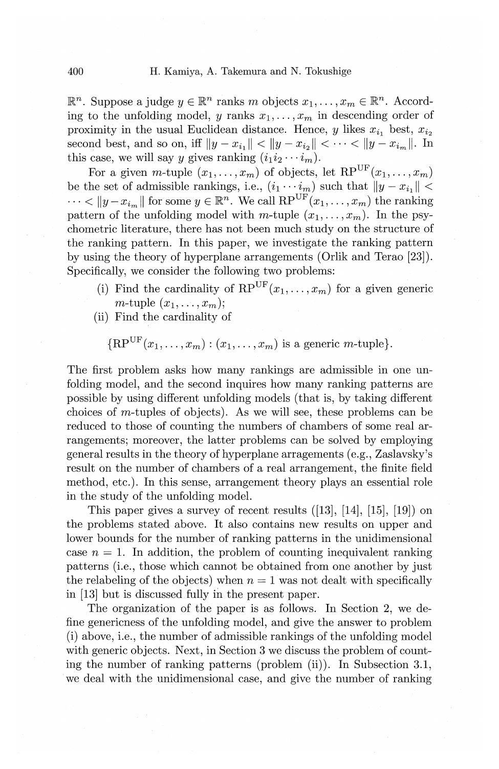$\mathbb{R}^n$. Suppose a judge $y \in \mathbb{R}^n$ ranks $m$ objects $x_1, \ldots, x_m \in \mathbb{R}^n$. According to the unfolding model, $y$ ranks $x_1, \ldots, x_m$ in descending order of proximity in the usual Euclidean distance. Hence, $y$ likes $x_{i_1}$ best, $x_{i_2}$ second best, and so on, iff $\|y - x_{i_1}\| < \|y - x_{i_2}\| < \cdots < \|y - x_{i_m}\|$. In this case, we will say $y$ gives ranking $(i_1 i_2 \cdots i_m)$.

For a given $m$-tuple $(x_1, \ldots, x_m)$ of objects, let $\mathrm{RP}^{\mathrm{UF}}(x_1, \ldots, x_m)$ be the set of admissible rankings, i.e., $(i_1 \cdots i_m)$ such that $\|y - x_{i_1}\| < \cdots < \|y - x_{i_m}\|$ for some $y \in \mathbb{R}^n$. We call $\mathrm{RP}^{\mathrm{UF}}(x_1, \ldots, x_m)$ the ranking pattern of the unfolding model with $m$-tuple $(x_1, \ldots, x_m)$. In the psychometric literature, there has not been much study on the structure of the ranking pattern. In this paper, we investigate the ranking pattern by using the theory of hyperplane arrangements (Orlik and Terao [23]). Specifically, we consider the following two problems:

(i) Find the cardinality of $\mathrm{RP}^{\mathrm{UF}}(x_1, \ldots, x_m)$ for a given generic $m$-tuple $(x_1, \ldots, x_m)$;

(ii) Find the cardinality of

$$\{\mathrm{RP}^{\mathrm{UF}}(x_1, \ldots, x_m) : (x_1, \ldots, x_m) \text{ is a generic } m\text{-tuple}\}.$$

The first problem asks how many rankings are admissible in one unfolding model, and the second inquires how many ranking patterns are possible by using different unfolding models (that is, by taking different choices of $m$-tuples of objects). As we will see, these problems can be reduced to those of counting the numbers of chambers of some real arrangements; moreover, the latter problems can be solved by employing general results in the theory of hyperplane arragements (e.g., Zaslavsky's result on the number of chambers of a real arrangement, the finite field method, etc.). In this sense, arrangement theory plays an essential role in the study of the unfolding model.

This paper gives a survey of recent results ([13], [14], [15], [19]) on the problems stated above. It also contains new results on upper and lower bounds for the number of ranking patterns in the unidimensional case $n = 1$. In addition, the problem of counting inequivalent ranking patterns (i.e., those which cannot be obtained from one another by just the relabeling of the objects) when $n = 1$ was not dealt with specifically in [13] but is discussed fully in the present paper.

The organization of the paper is as follows. In Section 2, we define genericness of the unfolding model, and give the answer to problem (i) above, i.e., the number of admissible rankings of the unfolding model with generic objects. Next, in Section 3 we discuss the problem of counting the number of ranking patterns (problem (ii)). In Subsection 3.1, we deal with the unidimensional case, and give the number of ranking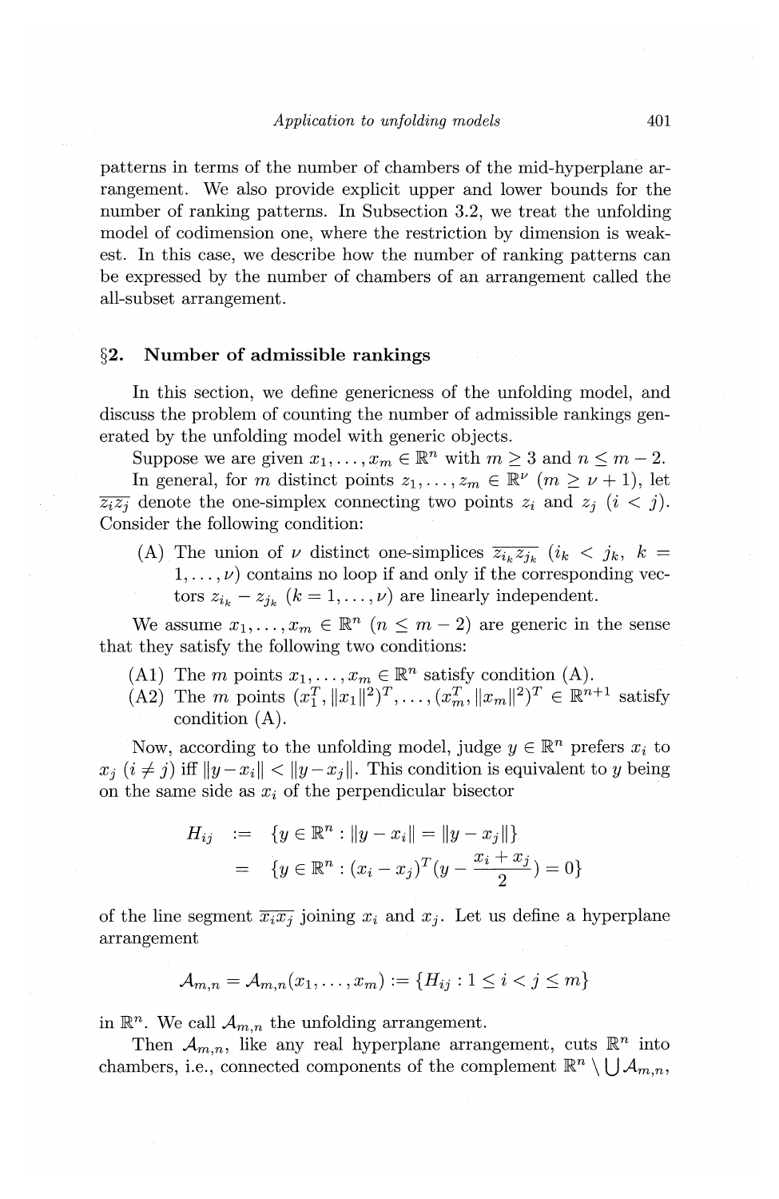patterns in terms of the number of chambers of the mid-hyperplane arrangement. We also provide explicit upper and lower bounds for the number of ranking patterns. In Subsection 3.2, we treat the unfolding model of codimension one, where the restriction by dimension is weakest. In this case, we describe how the number of ranking patterns can be expressed by the number of chambers of an arrangement called the all-subset arrangement.

## §2. Number of admissible rankings

In this section, we define genericness of the unfolding model, and discuss the problem of counting the number of admissible rankings generated by the unfolding model with generic objects.

Suppose we are given $x_1, \dots, x_m \in \mathbb{R}^n$ with $m \geq 3$ and $n \leq m-2$.

In general, for $m$ distinct points $z_1, \dots, z_m \in \mathbb{R}^\nu$ $(m \geq \nu + 1)$, let $\overline{z_i z_j}$ denote the one-simplex connecting two points $z_i$ and $z_j$ $(i < j)$. Consider the following condition:

(A) The union of $\nu$ distinct one-simplices $\overline{z_{i_k} z_{j_k}}$ $(i_k < j_k,\ k = 1, \dots, \nu)$ contains no loop if and only if the corresponding vectors $z_{i_k} - z_{j_k}$ $(k = 1, \dots, \nu)$ are linearly independent.

We assume $x_1, \dots, x_m \in \mathbb{R}^n$ $(n \leq m-2)$ are generic in the sense that they satisfy the following two conditions:

(A1) The $m$ points $x_1, \dots, x_m \in \mathbb{R}^n$ satisfy condition (A).
(A2) The $m$ points $(x_1^T, \|x_1\|^2)^T, \dots, (x_m^T, \|x_m\|^2)^T \in \mathbb{R}^{n+1}$ satisfy condition (A).

Now, according to the unfolding model, judge $y \in \mathbb{R}^n$ prefers $x_i$ to $x_j$ $(i \neq j)$ iff $\|y - x_i\| < \|y - x_j\|$. This condition is equivalent to $y$ being on the same side as $x_i$ of the perpendicular bisector

$$
\begin{aligned}
H_{ij} &:= \{y \in \mathbb{R}^n : \|y - x_i\| = \|y - x_j\|\} \\
&= \{y \in \mathbb{R}^n : (x_i - x_j)^T (y - \frac{x_i + x_j}{2}) = 0\}
\end{aligned}
$$

of the line segment $\overline{x_i x_j}$ joining $x_i$ and $x_j$. Let us define a hyperplane arrangement

$$
\mathcal{A}_{m,n} = \mathcal{A}_{m,n}(x_1, \dots, x_m) := \{H_{ij} : 1 \leq i < j \leq m\}
$$

in $\mathbb{R}^n$. We call $\mathcal{A}_{m,n}$ the unfolding arrangement.

Then $\mathcal{A}_{m,n}$, like any real hyperplane arrangement, cuts $\mathbb{R}^n$ into chambers, i.e., connected components of the complement $\mathbb{R}^n \setminus \bigcup \mathcal{A}_{m,n}$,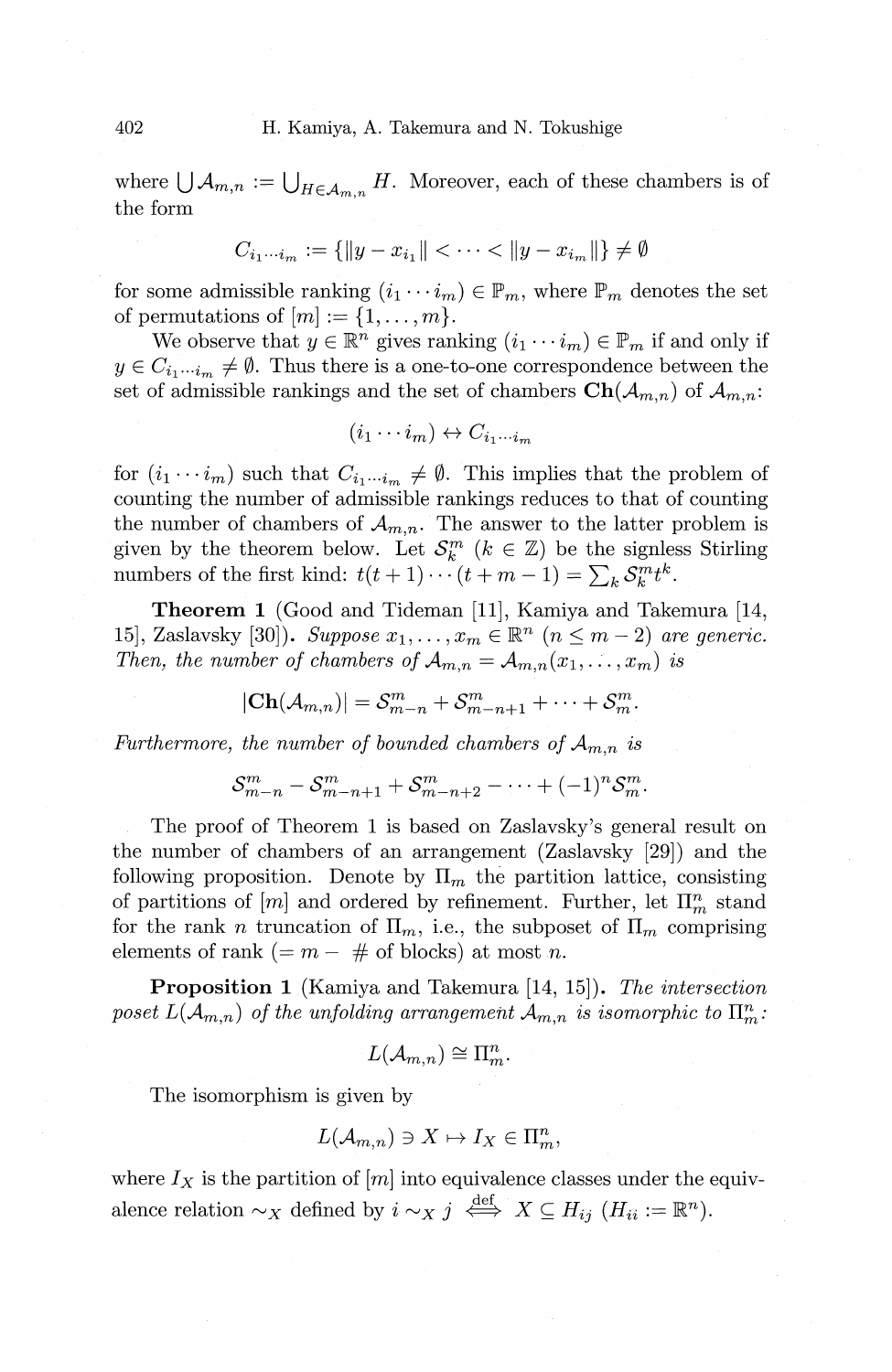where $\bigcup \mathcal{A}_{m,n} := \bigcup_{H \in \mathcal{A}_{m,n}} H$. Moreover, each of these chambers is of the form

$$C_{i_1 \cdots i_m} := \{\|y - x_{i_1}\| < \cdots < \|y - x_{i_m}\|\} \neq \emptyset$$

for some admissible ranking $(i_1 \cdots i_m) \in \mathbb{P}_m$, where $\mathbb{P}_m$ denotes the set of permutations of $[m] := \{1, \ldots, m\}$.

We observe that $y \in \mathbb{R}^n$ gives ranking $(i_1 \cdots i_m) \in \mathbb{P}_m$ if and only if $y \in C_{i_1 \cdots i_m} \neq \emptyset$. Thus there is a one-to-one correspondence between the set of admissible rankings and the set of chambers $\mathbf{Ch}(\mathcal{A}_{m,n})$ of $\mathcal{A}_{m,n}$:

$$(i_1 \cdots i_m) \leftrightarrow C_{i_1 \cdots i_m}$$

for $(i_1 \cdots i_m)$ such that $C_{i_1 \cdots i_m} \neq \emptyset$. This implies that the problem of counting the number of admissible rankings reduces to that of counting the number of chambers of $\mathcal{A}_{m,n}$. The answer to the latter problem is given by the theorem below. Let $\mathcal{S}_k^m$ ($k \in \mathbb{Z}$) be the signless Stirling numbers of the first kind: $t(t+1)\cdots(t+m-1) = \sum_k \mathcal{S}_k^m t^k$.

**Theorem 1** (Good and Tideman [11], Kamiya and Takemura [14, 15], Zaslavsky [30]). *Suppose $x_1, \ldots, x_m \in \mathbb{R}^n$ ($n \leq m-2$) are generic. Then, the number of chambers of $\mathcal{A}_{m,n} = \mathcal{A}_{m,n}(x_1, \ldots, x_m)$ is*

$$|\mathbf{Ch}(\mathcal{A}_{m,n})| = \mathcal{S}_{m-n}^m + \mathcal{S}_{m-n+1}^m + \cdots + \mathcal{S}_m^m.$$

*Furthermore, the number of bounded chambers of $\mathcal{A}_{m,n}$ is*

$$\mathcal{S}_{m-n}^m - \mathcal{S}_{m-n+1}^m + \mathcal{S}_{m-n+2}^m - \cdots + (-1)^n \mathcal{S}_m^m.$$

The proof of Theorem 1 is based on Zaslavsky's general result on the number of chambers of an arrangement (Zaslavsky [29]) and the following proposition. Denote by $\Pi_m$ the partition lattice, consisting of partitions of $[m]$ and ordered by refinement. Further, let $\Pi_m^n$ stand for the rank $n$ truncation of $\Pi_m$, i.e., the subposet of $\Pi_m$ comprising elements of rank ($= m -$ # of blocks) at most $n$.

**Proposition 1** (Kamiya and Takemura [14, 15]). *The intersection poset $L(\mathcal{A}_{m,n})$ of the unfolding arrangement $\mathcal{A}_{m,n}$ is isomorphic to $\Pi_m^n$:*

$$L(\mathcal{A}_{m,n}) \cong \Pi_m^n.$$

The isomorphism is given by

$$L(\mathcal{A}_{m,n}) \ni X \mapsto I_X \in \Pi_m^n,$$

where $I_X$ is the partition of $[m]$ into equivalence classes under the equivalence relation $\sim_X$ defined by $i \sim_X j \overset{\text{def}}{\iff} X \subseteq H_{ij}$ ($H_{ii} := \mathbb{R}^n$).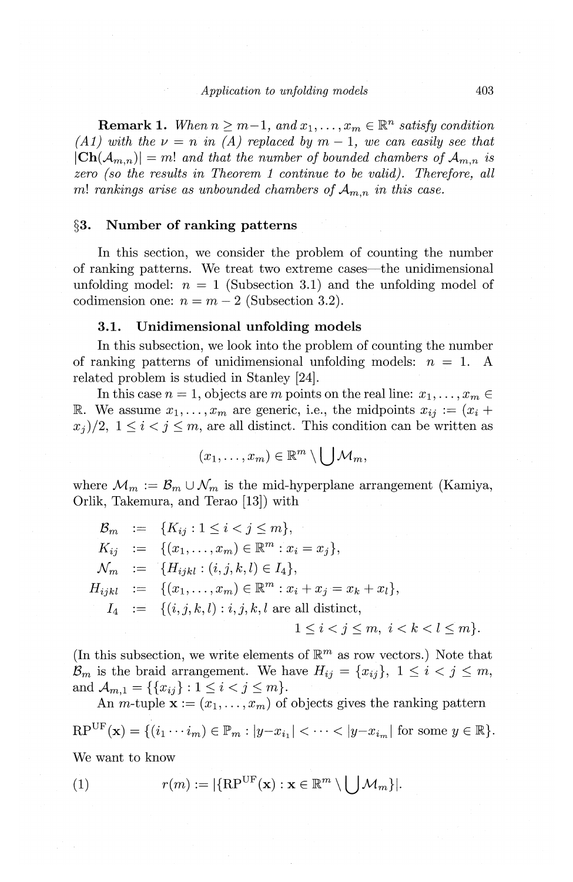**Remark 1.** *When $n \geq m-1$, and $x_1, \ldots, x_m \in \mathbb{R}^n$ satisfy condition (A1) with the $\nu = n$ in (A) replaced by $m-1$, we can easily see that $|\mathbf{Ch}(\mathcal{A}_{m,n})| = m!$ and that the number of bounded chambers of $\mathcal{A}_{m,n}$ is zero (so the results in Theorem 1 continue to be valid). Therefore, all $m!$ rankings arise as unbounded chambers of $\mathcal{A}_{m,n}$ in this case.*

## §3. Number of ranking patterns

In this section, we consider the problem of counting the number of ranking patterns. We treat two extreme cases—the unidimensional unfolding model: $n = 1$ (Subsection 3.1) and the unfolding model of codimension one: $n = m - 2$ (Subsection 3.2).

### 3.1. Unidimensional unfolding models

In this subsection, we look into the problem of counting the number of ranking patterns of unidimensional unfolding models: $n = 1$. A related problem is studied in Stanley [24].

In this case $n = 1$, objects are $m$ points on the real line: $x_1, \ldots, x_m \in \mathbb{R}$. We assume $x_1, \ldots, x_m$ are generic, i.e., the midpoints $x_{ij} := (x_i + x_j)/2$, $1 \leq i < j \leq m$, are all distinct. This condition can be written as

$$(x_1, \ldots, x_m) \in \mathbb{R}^m \setminus \bigcup \mathcal{M}_m,$$

where $\mathcal{M}_m := \mathcal{B}_m \cup \mathcal{N}_m$ is the mid-hyperplane arrangement (Kamiya, Orlik, Takemura, and Terao [13]) with

$$\begin{aligned}
\mathcal{B}_m &:= \{K_{ij} : 1 \leq i < j \leq m\}, \\
K_{ij} &:= \{(x_1, \ldots, x_m) \in \mathbb{R}^m : x_i = x_j\}, \\
\mathcal{N}_m &:= \{H_{ijkl} : (i, j, k, l) \in I_4\}, \\
H_{ijkl} &:= \{(x_1, \ldots, x_m) \in \mathbb{R}^m : x_i + x_j = x_k + x_l\}, \\
I_4 &:= \{(i, j, k, l) : i, j, k, l \text{ are all distinct}, \\
&\qquad\qquad 1 \leq i < j \leq m,\ i < k < l \leq m\}.
\end{aligned}$$

(In this subsection, we write elements of $\mathbb{R}^m$ as row vectors.) Note that $\mathcal{B}_m$ is the braid arrangement. We have $H_{ij} = \{x_{ij}\}$, $1 \leq i < j \leq m$, and $\mathcal{A}_{m,1} = \{\{x_{ij}\} : 1 \leq i < j \leq m\}$.

An $m$-tuple $\mathbf{x} := (x_1, \ldots, x_m)$ of objects gives the ranking pattern

$$\mathrm{RP}^{\mathrm{UF}}(\mathbf{x}) = \{(i_1 \cdots i_m) \in \mathbb{P}_m : |y - x_{i_1}| < \cdots < |y - x_{i_m}| \text{ for some } y \in \mathbb{R}\}.$$

We want to know

$$r(m) := |\{\mathrm{RP}^{\mathrm{UF}}(\mathbf{x}) : \mathbf{x} \in \mathbb{R}^m \setminus \bigcup \mathcal{M}_m\}|. \tag{1}$$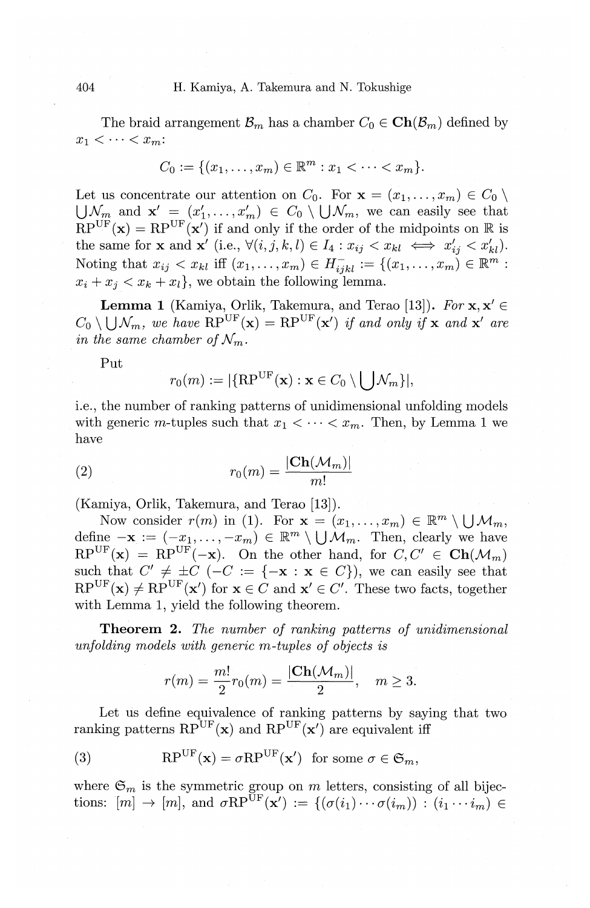The braid arrangement $\mathcal{B}_m$ has a chamber $C_0 \in \mathbf{Ch}(\mathcal{B}_m)$ defined by $x_1 < \cdots < x_m$:

$$C_0 := \{(x_1, \ldots, x_m) \in \mathbb{R}^m : x_1 < \cdots < x_m\}.$$

Let us concentrate our attention on $C_0$. For $\mathbf{x} = (x_1, \ldots, x_m) \in C_0 \setminus \bigcup \mathcal{N}_m$ and $\mathbf{x}' = (x'_1, \ldots, x'_m) \in C_0 \setminus \bigcup \mathcal{N}_m$, we can easily see that $\mathrm{RP}^{\mathrm{UF}}(\mathbf{x}) = \mathrm{RP}^{\mathrm{UF}}(\mathbf{x}')$ if and only if the order of the midpoints on $\mathbb{R}$ is the same for $\mathbf{x}$ and $\mathbf{x}'$ (i.e., $\forall (i,j,k,l) \in I_4 : x_{ij} < x_{kl} \iff x'_{ij} < x'_{kl}$). Noting that $x_{ij} < x_{kl}$ iff $(x_1, \ldots, x_m) \in H^{-}_{ijkl} := \{(x_1, \ldots, x_m) \in \mathbb{R}^m : x_i + x_j < x_k + x_l\}$, we obtain the following lemma.

**Lemma 1** (Kamiya, Orlik, Takemura, and Terao [13]). *For $\mathbf{x}, \mathbf{x}' \in C_0 \setminus \bigcup \mathcal{N}_m$, we have $\mathrm{RP}^{\mathrm{UF}}(\mathbf{x}) = \mathrm{RP}^{\mathrm{UF}}(\mathbf{x}')$ if and only if $\mathbf{x}$ and $\mathbf{x}'$ are in the same chamber of $\mathcal{N}_m$.*

Put

$$r_0(m) := |\{\mathrm{RP}^{\mathrm{UF}}(\mathbf{x}) : \mathbf{x} \in C_0 \setminus \bigcup \mathcal{N}_m\}|,$$

i.e., the number of ranking patterns of unidimensional unfolding models with generic $m$-tuples such that $x_1 < \cdots < x_m$. Then, by Lemma 1 we have

$$r_0(m) = \frac{|\mathbf{Ch}(\mathcal{M}_m)|}{m!} \tag{2}$$

(Kamiya, Orlik, Takemura, and Terao [13]).

Now consider $r(m)$ in (1). For $\mathbf{x} = (x_1, \ldots, x_m) \in \mathbb{R}^m \setminus \bigcup \mathcal{M}_m$, define $-\mathbf{x} := (-x_1, \ldots, -x_m) \in \mathbb{R}^m \setminus \bigcup \mathcal{M}_m$. Then, clearly we have $\mathrm{RP}^{\mathrm{UF}}(\mathbf{x}) = \mathrm{RP}^{\mathrm{UF}}(-\mathbf{x})$. On the other hand, for $C, C' \in \mathbf{Ch}(\mathcal{M}_m)$ such that $C' \neq \pm C$ ($-C := \{-\mathbf{x} : \mathbf{x} \in C\}$), we can easily see that $\mathrm{RP}^{\mathrm{UF}}(\mathbf{x}) \neq \mathrm{RP}^{\mathrm{UF}}(\mathbf{x}')$ for $\mathbf{x} \in C$ and $\mathbf{x}' \in C'$. These two facts, together with Lemma 1, yield the following theorem.

**Theorem 2.** *The number of ranking patterns of unidimensional unfolding models with generic $m$-tuples of objects is*

$$r(m) = \frac{m!}{2} r_0(m) = \frac{|\mathbf{Ch}(\mathcal{M}_m)|}{2}, \quad m \geq 3.$$

Let us define equivalence of ranking patterns by saying that two ranking patterns $\mathrm{RP}^{\mathrm{UF}}(\mathbf{x})$ and $\mathrm{RP}^{\mathrm{UF}}(\mathbf{x}')$ are equivalent iff

$$\mathrm{RP}^{\mathrm{UF}}(\mathbf{x}) = \sigma \mathrm{RP}^{\mathrm{UF}}(\mathbf{x}') \quad \text{for some } \sigma \in \mathfrak{S}_m, \tag{3}$$

where $\mathfrak{S}_m$ is the symmetric group on $m$ letters, consisting of all bijections: $[m] \to [m]$, and $\sigma \mathrm{RP}^{\mathrm{UF}}(\mathbf{x}') := \{(\sigma(i_1) \cdots \sigma(i_m)) : (i_1 \cdots i_m) \in$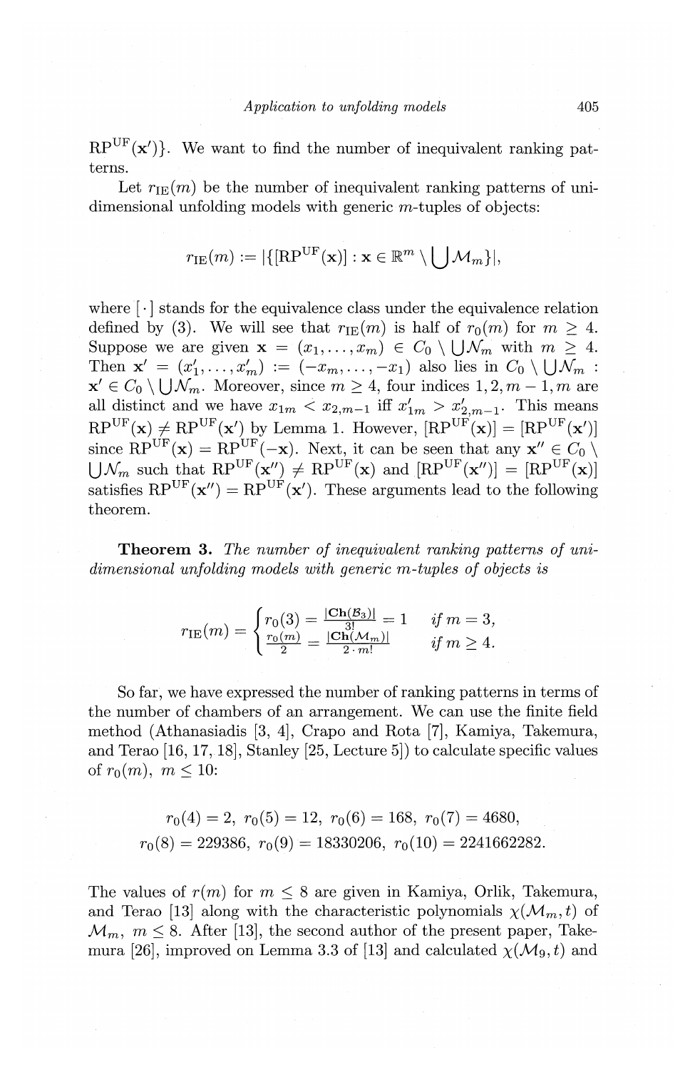$\text{RP}^{\text{UF}}(\mathbf{x}')\}$. We want to find the number of inequivalent ranking patterns.

Let $r_{\text{IE}}(m)$ be the number of inequivalent ranking patterns of unidimensional unfolding models with generic $m$-tuples of objects:

$$r_{\text{IE}}(m) := |\{[\text{RP}^{\text{UF}}(\mathbf{x})] : \mathbf{x} \in \mathbb{R}^m \setminus \bigcup \mathcal{M}_m\}|,$$

where $[\,\cdot\,]$ stands for the equivalence class under the equivalence relation defined by (3). We will see that $r_{\text{IE}}(m)$ is half of $r_0(m)$ for $m \geq 4$. Suppose we are given $\mathbf{x} = (x_1, \ldots, x_m) \in C_0 \setminus \bigcup \mathcal{N}_m$ with $m \geq 4$. Then $\mathbf{x}' = (x'_1, \ldots, x'_m) := (-x_m, \ldots, -x_1)$ also lies in $C_0 \setminus \bigcup \mathcal{N}_m$ : $\mathbf{x}' \in C_0 \setminus \bigcup \mathcal{N}_m$. Moreover, since $m \geq 4$, four indices $1, 2, m-1, m$ are all distinct and we have $x_{1m} < x_{2,m-1}$ iff $x'_{1m} > x'_{2,m-1}$. This means $\text{RP}^{\text{UF}}(\mathbf{x}) \neq \text{RP}^{\text{UF}}(\mathbf{x}')$ by Lemma 1. However, $[\text{RP}^{\text{UF}}(\mathbf{x})] = [\text{RP}^{\text{UF}}(\mathbf{x}')]$ since $\text{RP}^{\text{UF}}(\mathbf{x}) = \text{RP}^{\text{UF}}(-\mathbf{x})$. Next, it can be seen that any $\mathbf{x}'' \in C_0 \setminus \bigcup \mathcal{N}_m$ such that $\text{RP}^{\text{UF}}(\mathbf{x}'') \neq \text{RP}^{\text{UF}}(\mathbf{x})$ and $[\text{RP}^{\text{UF}}(\mathbf{x}'')] = [\text{RP}^{\text{UF}}(\mathbf{x})]$ satisfies $\text{RP}^{\text{UF}}(\mathbf{x}'') = \text{RP}^{\text{UF}}(\mathbf{x}')$. These arguments lead to the following theorem.

**Theorem 3.** *The number of inequivalent ranking patterns of unidimensional unfolding models with generic m-tuples of objects is*

$$r_{\text{IE}}(m) = \begin{cases} r_0(3) = \frac{|\mathbf{Ch}(\mathcal{B}_3)|}{3!} = 1 & \text{if } m = 3, \\ \frac{r_0(m)}{2} = \frac{|\mathbf{Ch}(\mathcal{M}_m)|}{2 \cdot m!} & \text{if } m \geq 4. \end{cases}$$

So far, we have expressed the number of ranking patterns in terms of the number of chambers of an arrangement. We can use the finite field method (Athanasiadis [3, 4], Crapo and Rota [7], Kamiya, Takemura, and Terao [16, 17, 18], Stanley [25, Lecture 5]) to calculate specific values of $r_0(m)$, $m \leq 10$:

$$r_0(4) = 2,\ r_0(5) = 12,\ r_0(6) = 168,\ r_0(7) = 4680,$$
$$r_0(8) = 229386,\ r_0(9) = 18330206,\ r_0(10) = 2241662282.$$

The values of $r(m)$ for $m \leq 8$ are given in Kamiya, Orlik, Takemura, and Terao [13] along with the characteristic polynomials $\chi(\mathcal{M}_m, t)$ of $\mathcal{M}_m$, $m \leq 8$. After [13], the second author of the present paper, Takemura [26], improved on Lemma 3.3 of [13] and calculated $\chi(\mathcal{M}_9, t)$ and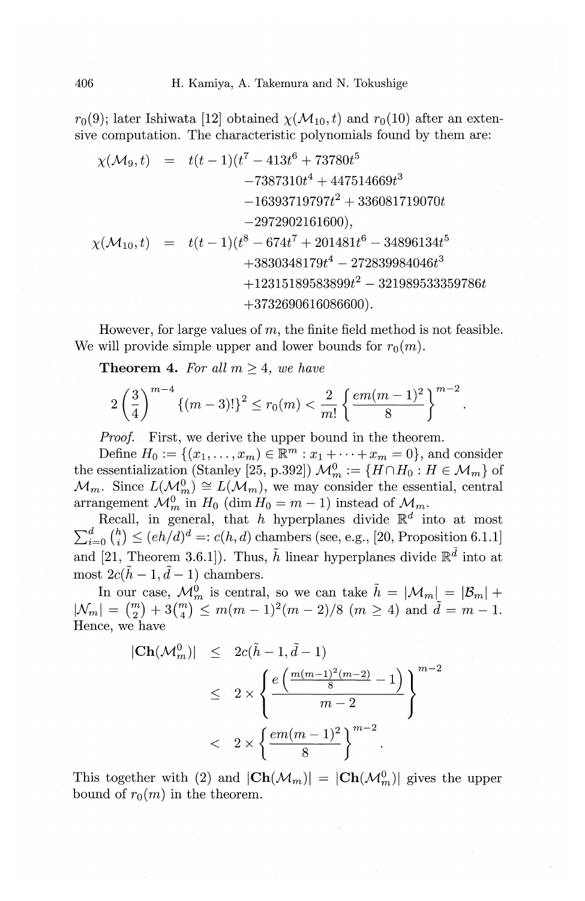$r_0(9)$; later Ishiwata [12] obtained $\chi(\mathcal{M}_{10}, t)$ and $r_0(10)$ after an extensive computation. The characteristic polynomials found by them are:

$$
\begin{aligned}
\chi(\mathcal{M}_9, t) &= t(t-1)(t^7 - 413t^6 + 73780t^5 \\
&\quad -7387310t^4 + 447514669t^3 \\
&\quad -16393719797t^2 + 336081719070t \\
&\quad -2972902161600), \\
\chi(\mathcal{M}_{10}, t) &= t(t-1)(t^8 - 674t^7 + 201481t^6 - 34896134t^5 \\
&\quad +3830348179t^4 - 272839984046t^3 \\
&\quad +12315189583899t^2 - 321989533359786t \\
&\quad +3732690616086600).
\end{aligned}
$$

However, for large values of $m$, the finite field method is not feasible. We will provide simple upper and lower bounds for $r_0(m)$.

**Theorem 4.** *For all $m \geq 4$, we have*

$$
2\left(\frac{3}{4}\right)^{m-4} \{(m-3)!\}^2 \leq r_0(m) < \frac{2}{m!}\left\{\frac{em(m-1)^2}{8}\right\}^{m-2}.
$$

*Proof.* First, we derive the upper bound in the theorem.

Define $H_0 := \{(x_1, \ldots, x_m) \in \mathbb{R}^m : x_1 + \cdots + x_m = 0\}$, and consider the essentialization (Stanley [25, p.392]) $\mathcal{M}_m^0 := \{H \cap H_0 : H \in \mathcal{M}_m\}$ of $\mathcal{M}_m$. Since $L(\mathcal{M}_m^0) \cong L(\mathcal{M}_m)$, we may consider the essential, central arrangement $\mathcal{M}_m^0$ in $H_0$ ($\dim H_0 = m-1$) instead of $\mathcal{M}_m$.

Recall, in general, that $h$ hyperplanes divide $\mathbb{R}^d$ into at most $\sum_{i=0}^{d} \binom{h}{i} \leq (eh/d)^d =: c(h, d)$ chambers (see, e.g., [20, Proposition 6.1.1] and [21, Theorem 3.6.1]). Thus, $\tilde{h}$ linear hyperplanes divide $\mathbb{R}^{\tilde{d}}$ into at most $2c(\tilde{h}-1, \tilde{d}-1)$ chambers.

In our case, $\mathcal{M}_m^0$ is central, so we can take $\tilde{h} = |\mathcal{M}_m| = |\mathcal{B}_m| + |\mathcal{N}_m| = \binom{m}{2} + 3\binom{m}{4} \leq m(m-1)^2(m-2)/8$ ($m \geq 4$) and $\tilde{d} = m-1$. Hence, we have

$$
\begin{aligned}
|\mathbf{Ch}(\mathcal{M}_m^0)| &\leq 2c(\tilde{h}-1, \tilde{d}-1) \\
&\leq 2 \times \left\{\frac{e\left(\frac{m(m-1)^2(m-2)}{8} - 1\right)}{m-2}\right\}^{m-2} \\
&< 2 \times \left\{\frac{em(m-1)^2}{8}\right\}^{m-2}.
\end{aligned}
$$

This together with (2) and $|\mathbf{Ch}(\mathcal{M}_m)| = |\mathbf{Ch}(\mathcal{M}_m^0)|$ gives the upper bound of $r_0(m)$ in the theorem.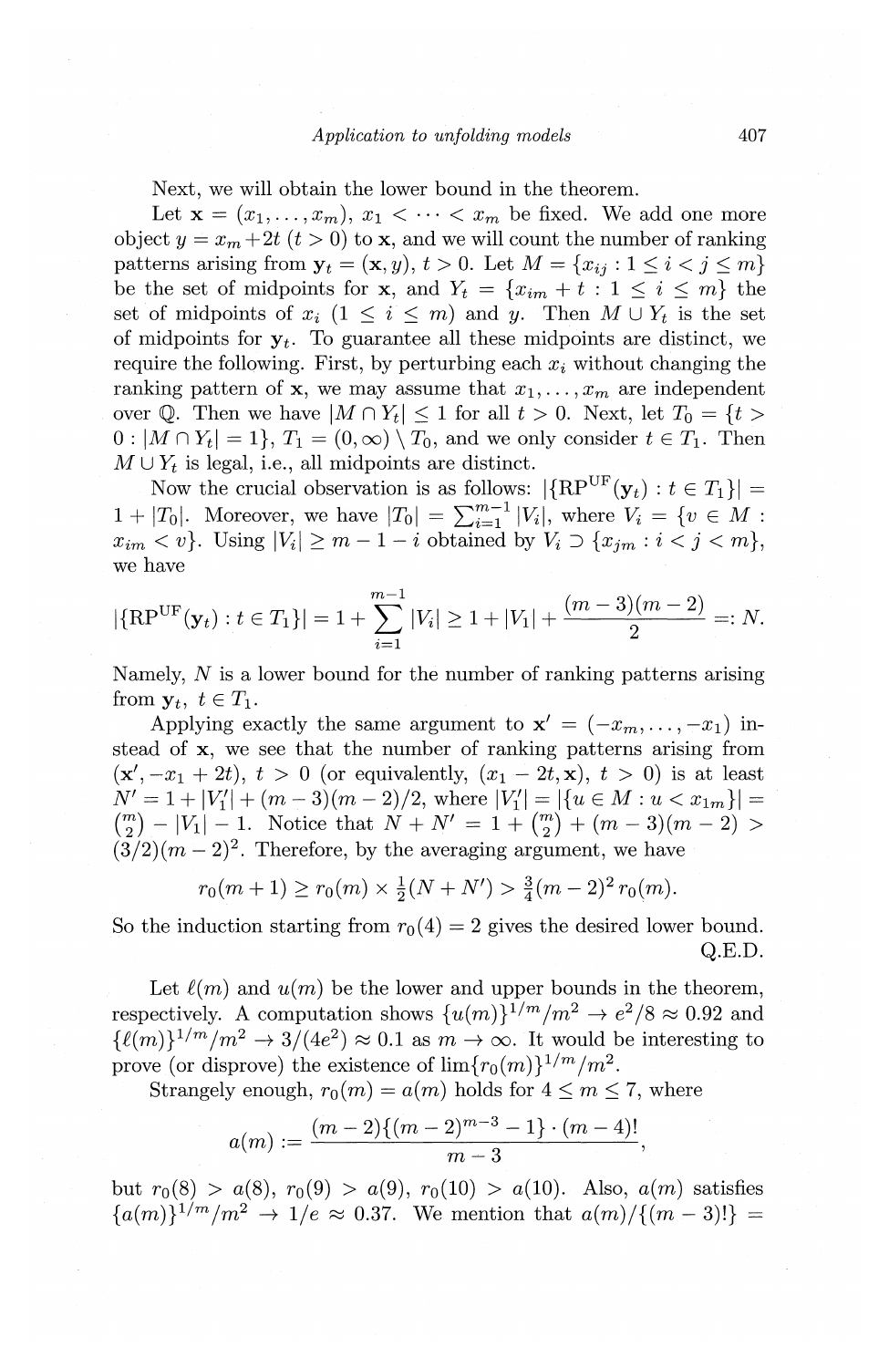Next, we will obtain the lower bound in the theorem.

Let $\mathbf{x} = (x_1, \ldots, x_m)$, $x_1 < \cdots < x_m$ be fixed. We add one more object $y = x_m + 2t$ $(t > 0)$ to $\mathbf{x}$, and we will count the number of ranking patterns arising from $\mathbf{y}_t = (\mathbf{x}, y)$, $t > 0$. Let $M = \{x_{ij} : 1 \leq i < j \leq m\}$ be the set of midpoints for $\mathbf{x}$, and $Y_t = \{x_{im} + t : 1 \leq i \leq m\}$ the set of midpoints of $x_i$ $(1 \leq i \leq m)$ and $y$. Then $M \cup Y_t$ is the set of midpoints for $\mathbf{y}_t$. To guarantee all these midpoints are distinct, we require the following. First, by perturbing each $x_i$ without changing the ranking pattern of $\mathbf{x}$, we may assume that $x_1, \ldots, x_m$ are independent over $\mathbb{Q}$. Then we have $|M \cap Y_t| \leq 1$ for all $t > 0$. Next, let $T_0 = \{t > 0 : |M \cap Y_t| = 1\}$, $T_1 = (0, \infty) \setminus T_0$, and we only consider $t \in T_1$. Then $M \cup Y_t$ is legal, i.e., all midpoints are distinct.

Now the crucial observation is as follows: $|\{\mathrm{RP}^{\mathrm{UF}}(\mathbf{y}_t) : t \in T_1\}| = 1 + |T_0|$. Moreover, we have $|T_0| = \sum_{i=1}^{m-1} |V_i|$, where $V_i = \{v \in M : x_{im} < v\}$. Using $|V_i| \geq m - 1 - i$ obtained by $V_i \supset \{x_{jm} : i < j < m\}$, we have

$$|\{\mathrm{RP}^{\mathrm{UF}}(\mathbf{y}_t) : t \in T_1\}| = 1 + \sum_{i=1}^{m-1} |V_i| \geq 1 + |V_1| + \frac{(m-3)(m-2)}{2} =: N.$$

Namely, $N$ is a lower bound for the number of ranking patterns arising from $\mathbf{y}_t$, $t \in T_1$.

Applying exactly the same argument to $\mathbf{x}' = (-x_m, \ldots, -x_1)$ instead of $\mathbf{x}$, we see that the number of ranking patterns arising from $(\mathbf{x}', -x_1 + 2t)$, $t > 0$ (or equivalently, $(x_1 - 2t, \mathbf{x})$, $t > 0$) is at least $N' = 1 + |V_1'| + (m-3)(m-2)/2$, where $|V_1'| = |\{u \in M : u < x_{1m}\}| = \binom{m}{2} - |V_1| - 1$. Notice that $N + N' = 1 + \binom{m}{2} + (m-3)(m-2) > (3/2)(m-2)^2$. Therefore, by the averaging argument, we have

$$r_0(m+1) \geq r_0(m) \times \tfrac{1}{2}(N + N') > \tfrac{3}{4}(m-2)^2\, r_0(m).$$

So the induction starting from $r_0(4) = 2$ gives the desired lower bound.

Q.E.D.

Let $\ell(m)$ and $u(m)$ be the lower and upper bounds in the theorem, respectively. A computation shows $\{u(m)\}^{1/m}/m^2 \to e^2/8 \approx 0.92$ and $\{\ell(m)\}^{1/m}/m^2 \to 3/(4e^2) \approx 0.1$ as $m \to \infty$. It would be interesting to prove (or disprove) the existence of $\lim\{r_0(m)\}^{1/m}/m^2$.

Strangely enough, $r_0(m) = a(m)$ holds for $4 \leq m \leq 7$, where

$$a(m) := \frac{(m-2)\{(m-2)^{m-3} - 1\} \cdot (m-4)!}{m-3},$$

but $r_0(8) > a(8)$, $r_0(9) > a(9)$, $r_0(10) > a(10)$. Also, $a(m)$ satisfies $\{a(m)\}^{1/m}/m^2 \to 1/e \approx 0.37$. We mention that $a(m)/\{(m-3)!\} =$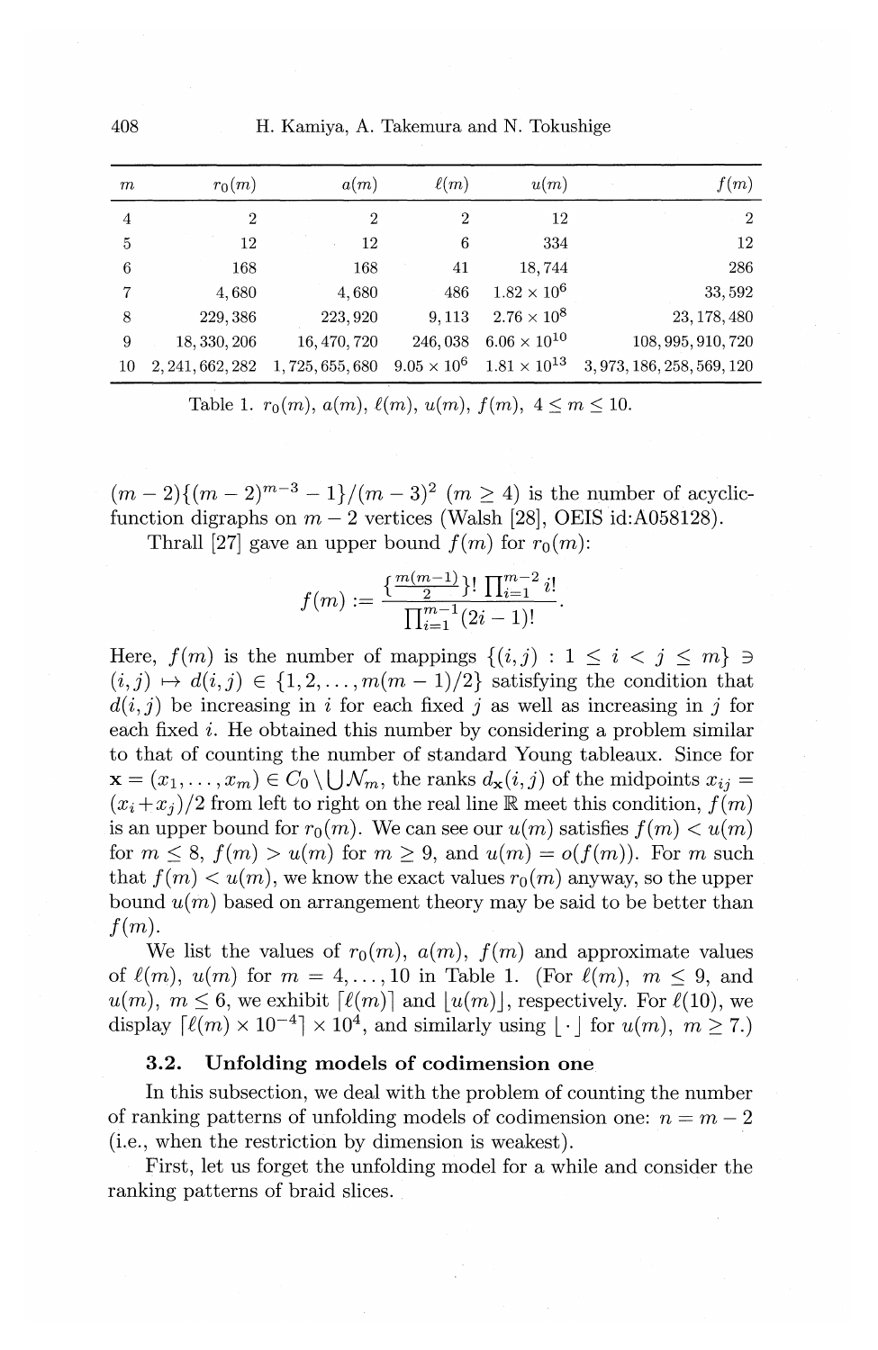| $m$ | $r_0(m)$ | $a(m)$ | $\ell(m)$ | $u(m)$ | $f(m)$ |
|---|---|---|---|---|---|
| 4 | 2 | 2 | 2 | 12 | 2 |
| 5 | 12 | 12 | 6 | 334 | 12 |
| 6 | 168 | 168 | 41 | 18,744 | 286 |
| 7 | 4,680 | 4,680 | 486 | $1.82 \times 10^6$ | 33,592 |
| 8 | 229,386 | 223,920 | 9,113 | $2.76 \times 10^8$ | 23,178,480 |
| 9 | 18,330,206 | 16,470,720 | 246,038 | $6.06 \times 10^{10}$ | 108,995,910,720 |
| 10 | 2,241,662,282 | 1,725,655,680 | $9.05 \times 10^6$ | $1.81 \times 10^{13}$ | 3,973,186,258,569,120 |

Table 1. $r_0(m)$, $a(m)$, $\ell(m)$, $u(m)$, $f(m)$, $4 \le m \le 10$.

$(m-2)\{(m-2)^{m-3}-1\}/(m-3)^2$ $(m \ge 4)$ is the number of acyclic-function digraphs on $m-2$ vertices (Walsh [28], OEIS id:A058128).

Thrall [27] gave an upper bound $f(m)$ for $r_0(m)$:

$$f(m) := \frac{\{\frac{m(m-1)}{2}\}! \prod_{i=1}^{m-2} i!}{\prod_{i=1}^{m-1}(2i-1)!}.$$

Here, $f(m)$ is the number of mappings $\{(i,j) : 1 \le i < j \le m\} \ni (i,j) \mapsto d(i,j) \in \{1, 2, \ldots, m(m-1)/2\}$ satisfying the condition that $d(i,j)$ be increasing in $i$ for each fixed $j$ as well as increasing in $j$ for each fixed $i$. He obtained this number by considering a problem similar to that of counting the number of standard Young tableaux. Since for $\mathbf{x} = (x_1, \ldots, x_m) \in C_0 \setminus \bigcup \mathcal{N}_m$, the ranks $d_{\mathbf{x}}(i,j)$ of the midpoints $x_{ij} = (x_i + x_j)/2$ from left to right on the real line $\mathbb{R}$ meet this condition, $f(m)$ is an upper bound for $r_0(m)$. We can see our $u(m)$ satisfies $f(m) < u(m)$ for $m \le 8$, $f(m) > u(m)$ for $m \ge 9$, and $u(m) = o(f(m))$. For $m$ such that $f(m) < u(m)$, we know the exact values $r_0(m)$ anyway, so the upper bound $u(m)$ based on arrangement theory may be said to be better than $f(m)$.

We list the values of $r_0(m)$, $a(m)$, $f(m)$ and approximate values of $\ell(m)$, $u(m)$ for $m = 4, \ldots, 10$ in Table 1. (For $\ell(m)$, $m \le 9$, and $u(m)$, $m \le 6$, we exhibit $\lceil \ell(m) \rceil$ and $\lfloor u(m) \rfloor$, respectively. For $\ell(10)$, we display $\lceil \ell(m) \times 10^{-4} \rceil \times 10^4$, and similarly using $\lfloor \cdot \rfloor$ for $u(m)$, $m \ge 7$.)

### 3.2. Unfolding models of codimension one

In this subsection, we deal with the problem of counting the number of ranking patterns of unfolding models of codimension one: $n = m - 2$ (i.e., when the restriction by dimension is weakest).

First, let us forget the unfolding model for a while and consider the ranking patterns of braid slices.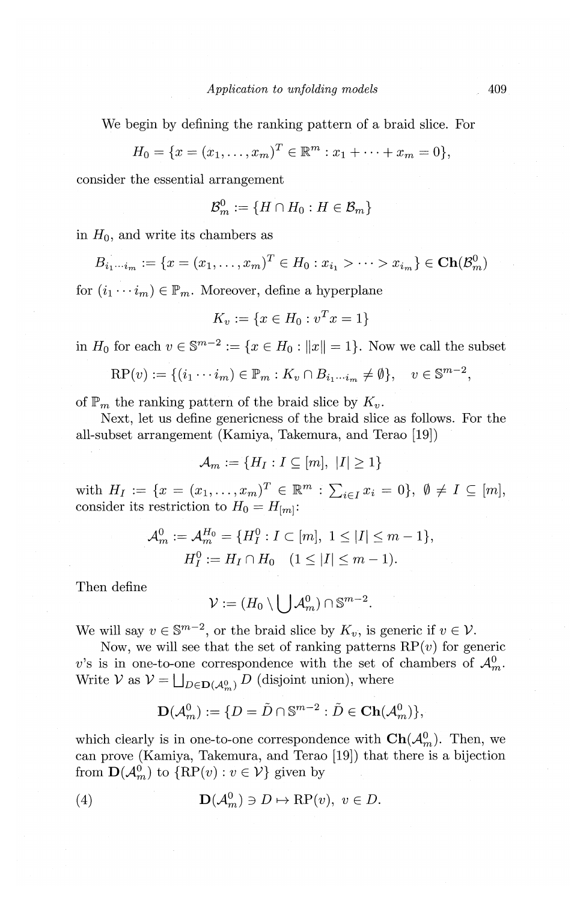We begin by defining the ranking pattern of a braid slice. For

$$H_0 = \{x = (x_1, \ldots, x_m)^T \in \mathbb{R}^m : x_1 + \cdots + x_m = 0\},$$

consider the essential arrangement

$$\mathcal{B}_m^0 := \{H \cap H_0 : H \in \mathcal{B}_m\}$$

in $H_0$, and write its chambers as

$$B_{i_1 \cdots i_m} := \{x = (x_1, \ldots, x_m)^T \in H_0 : x_{i_1} > \cdots > x_{i_m}\} \in \mathbf{Ch}(\mathcal{B}_m^0)$$

for $(i_1 \cdots i_m) \in \mathbb{P}_m$. Moreover, define a hyperplane

$$K_v := \{x \in H_0 : v^T x = 1\}$$

in $H_0$ for each $v \in \mathbb{S}^{m-2} := \{x \in H_0 : \|x\| = 1\}$. Now we call the subset

$$\mathrm{RP}(v) := \{(i_1 \cdots i_m) \in \mathbb{P}_m : K_v \cap B_{i_1 \cdots i_m} \neq \emptyset\}, \quad v \in \mathbb{S}^{m-2},$$

of $\mathbb{P}_m$ the ranking pattern of the braid slice by $K_v$.

Next, let us define genericness of the braid slice as follows. For the all-subset arrangement (Kamiya, Takemura, and Terao [19])

$$\mathcal{A}_m := \{H_I : I \subseteq [m],\ |I| \geq 1\}$$

with $H_I := \{x = (x_1, \ldots, x_m)^T \in \mathbb{R}^m : \sum_{i \in I} x_i = 0\}$, $\emptyset \neq I \subseteq [m]$, consider its restriction to $H_0 = H_{[m]}$:

$$\mathcal{A}_m^0 := \mathcal{A}_m^{H_0} = \{H_I^0 : I \subset [m],\ 1 \leq |I| \leq m-1\},$$
$$H_I^0 := H_I \cap H_0 \quad (1 \leq |I| \leq m-1).$$

Then define

$$\mathcal{V} := (H_0 \setminus \bigcup \mathcal{A}_m^0) \cap \mathbb{S}^{m-2}.$$

We will say $v \in \mathbb{S}^{m-2}$, or the braid slice by $K_v$, is generic if $v \in \mathcal{V}$.

Now, we will see that the set of ranking patterns $\mathrm{RP}(v)$ for generic $v$'s is in one-to-one correspondence with the set of chambers of $\mathcal{A}_m^0$. Write $\mathcal{V}$ as $\mathcal{V} = \bigsqcup_{D \in \mathbf{D}(\mathcal{A}_m^0)} D$ (disjoint union), where

$$\mathbf{D}(\mathcal{A}_m^0) := \{D = \tilde{D} \cap \mathbb{S}^{m-2} : \tilde{D} \in \mathbf{Ch}(\mathcal{A}_m^0)\},$$

which clearly is in one-to-one correspondence with $\mathbf{Ch}(\mathcal{A}_m^0)$. Then, we can prove (Kamiya, Takemura, and Terao [19]) that there is a bijection from $\mathbf{D}(\mathcal{A}_m^0)$ to $\{\mathrm{RP}(v) : v \in \mathcal{V}\}$ given by

$$\mathbf{D}(\mathcal{A}_m^0) \ni D \mapsto \mathrm{RP}(v),\ v \in D. \tag{4}$$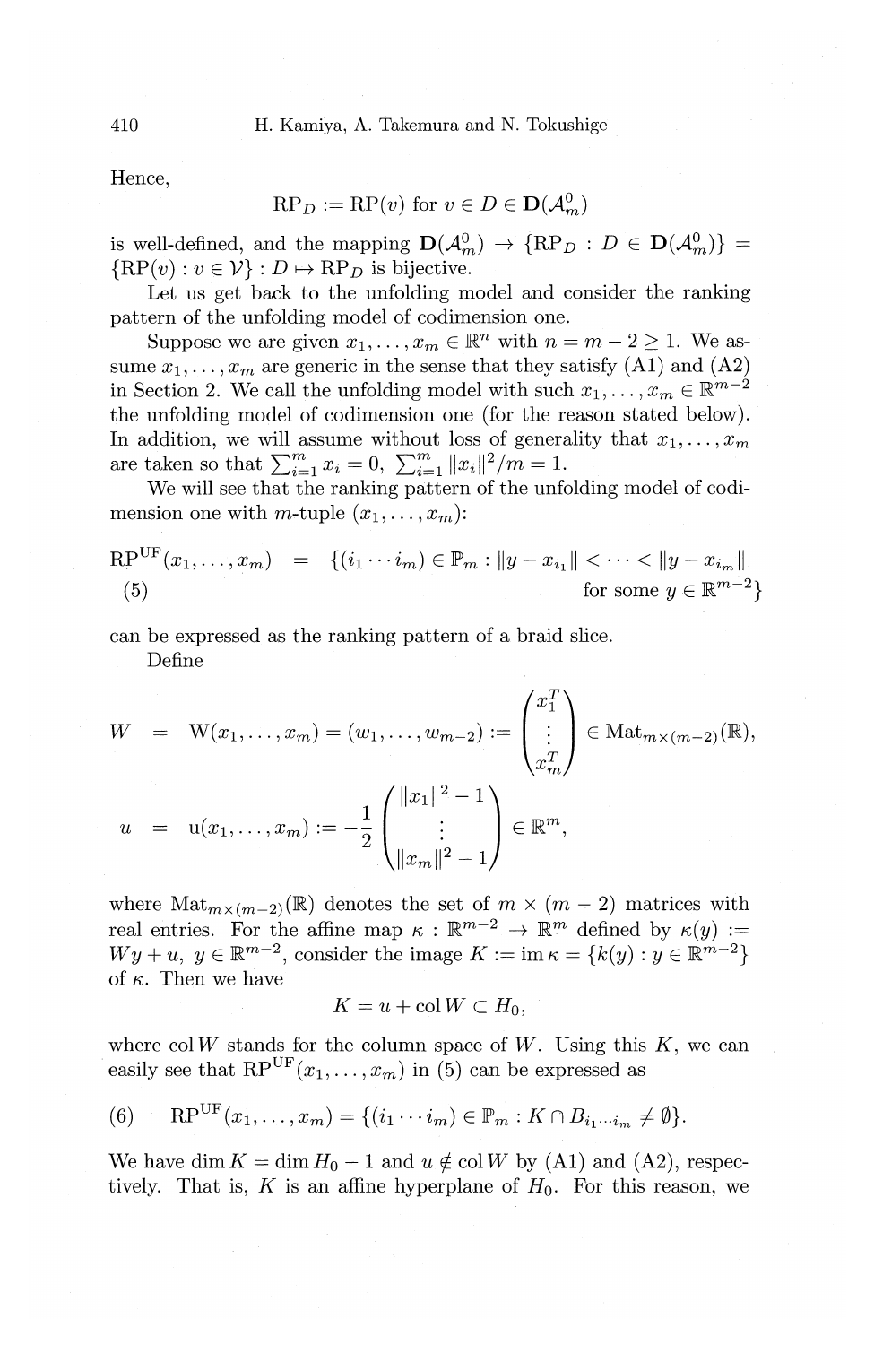Hence,

$$\mathrm{RP}_D := \mathrm{RP}(v) \text{ for } v \in D \in \mathbf{D}(\mathcal{A}_m^0)$$

is well-defined, and the mapping $\mathbf{D}(\mathcal{A}_m^0) \to \{\mathrm{RP}_D : D \in \mathbf{D}(\mathcal{A}_m^0)\} = \{\mathrm{RP}(v) : v \in \mathcal{V}\} : D \mapsto \mathrm{RP}_D$ is bijective.

Let us get back to the unfolding model and consider the ranking pattern of the unfolding model of codimension one.

Suppose we are given $x_1, \ldots, x_m \in \mathbb{R}^n$ with $n = m - 2 \geq 1$. We assume $x_1, \ldots, x_m$ are generic in the sense that they satisfy (A1) and (A2) in Section 2. We call the unfolding model with such $x_1, \ldots, x_m \in \mathbb{R}^{m-2}$ the unfolding model of codimension one (for the reason stated below). In addition, we will assume without loss of generality that $x_1, \ldots, x_m$ are taken so that $\sum_{i=1}^m x_i = 0$, $\sum_{i=1}^m \|x_i\|^2/m = 1$.

We will see that the ranking pattern of the unfolding model of codimension one with $m$-tuple $(x_1, \ldots, x_m)$:

$$\mathrm{RP}^{\mathrm{UF}}(x_1, \ldots, x_m) = \{(i_1 \cdots i_m) \in \mathbb{P}_m : \|y - x_{i_1}\| < \cdots < \|y - x_{i_m}\| \text{ for some } y \in \mathbb{R}^{m-2}\} \tag{5}$$

can be expressed as the ranking pattern of a braid slice.

Define

$$W = \mathrm{W}(x_1, \ldots, x_m) = (w_1, \ldots, w_{m-2}) := \begin{pmatrix} x_1^T \\ \vdots \\ x_m^T \end{pmatrix} \in \mathrm{Mat}_{m \times (m-2)}(\mathbb{R}),$$

$$u = \mathrm{u}(x_1, \ldots, x_m) := -\frac{1}{2} \begin{pmatrix} \|x_1\|^2 - 1 \\ \vdots \\ \|x_m\|^2 - 1 \end{pmatrix} \in \mathbb{R}^m,$$

where $\mathrm{Mat}_{m \times (m-2)}(\mathbb{R})$ denotes the set of $m \times (m-2)$ matrices with real entries. For the affine map $\kappa : \mathbb{R}^{m-2} \to \mathbb{R}^m$ defined by $\kappa(y) := Wy + u$, $y \in \mathbb{R}^{m-2}$, consider the image $K := \operatorname{im} \kappa = \{k(y) : y \in \mathbb{R}^{m-2}\}$ of $\kappa$. Then we have

$$K = u + \operatorname{col} W \subset H_0,$$

where $\operatorname{col} W$ stands for the column space of $W$. Using this $K$, we can easily see that $\mathrm{RP}^{\mathrm{UF}}(x_1, \ldots, x_m)$ in (5) can be expressed as

$$\mathrm{RP}^{\mathrm{UF}}(x_1, \ldots, x_m) = \{(i_1 \cdots i_m) \in \mathbb{P}_m : K \cap B_{i_1 \cdots i_m} \neq \emptyset\}. \tag{6}$$

We have $\dim K = \dim H_0 - 1$ and $u \notin \operatorname{col} W$ by (A1) and (A2), respectively. That is, $K$ is an affine hyperplane of $H_0$. For this reason, we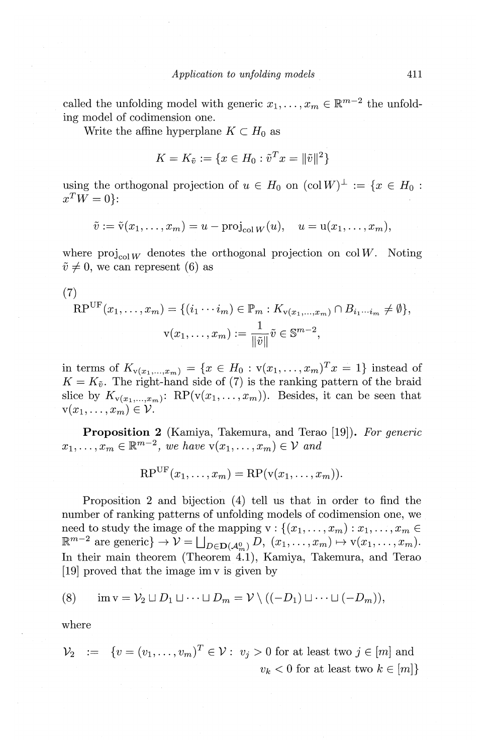called the unfolding model with generic $x_1, \ldots, x_m \in \mathbb{R}^{m-2}$ the unfolding model of codimension one.

Write the affine hyperplane $K \subset H_0$ as

$$K = K_{\tilde{v}} := \{x \in H_0 : \tilde{v}^T x = \|\tilde{v}\|^2\}$$

using the orthogonal projection of $u \in H_0$ on $(\operatorname{col} W)^\perp := \{x \in H_0 : x^T W = 0\}$:

$$\tilde{v} := \tilde{\mathrm{v}}(x_1, \ldots, x_m) = u - \operatorname{proj}_{\operatorname{col} W}(u), \quad u = \mathrm{u}(x_1, \ldots, x_m),$$

where $\operatorname{proj}_{\operatorname{col} W}$ denotes the orthogonal projection on $\operatorname{col} W$. Noting $\tilde{v} \neq 0$, we can represent (6) as

(7)

$$\mathrm{RP}^{\mathrm{UF}}(x_1, \ldots, x_m) = \{(i_1 \cdots i_m) \in \mathbb{P}_m : K_{\mathrm{v}(x_1,\ldots,x_m)} \cap B_{i_1 \cdots i_m} \neq \emptyset\},$$

$$\mathrm{v}(x_1, \ldots, x_m) := \frac{1}{\|\tilde{v}\|}\tilde{v} \in \mathbb{S}^{m-2},$$

in terms of $K_{\mathrm{v}(x_1,\ldots,x_m)} = \{x \in H_0 : \mathrm{v}(x_1, \ldots, x_m)^T x = 1\}$ instead of $K = K_{\tilde{v}}$. The right-hand side of (7) is the ranking pattern of the braid slice by $K_{\mathrm{v}(x_1,\ldots,x_m)}$: $\mathrm{RP}(\mathrm{v}(x_1, \ldots, x_m))$. Besides, it can be seen that $\mathrm{v}(x_1, \ldots, x_m) \in \mathcal{V}$.

**Proposition 2** (Kamiya, Takemura, and Terao [19]). *For generic $x_1, \ldots, x_m \in \mathbb{R}^{m-2}$, we have $\mathrm{v}(x_1, \ldots, x_m) \in \mathcal{V}$ and*

$$\mathrm{RP}^{\mathrm{UF}}(x_1, \ldots, x_m) = \mathrm{RP}(\mathrm{v}(x_1, \ldots, x_m)).$$

Proposition 2 and bijection (4) tell us that in order to find the number of ranking patterns of unfolding models of codimension one, we need to study the image of the mapping $\mathrm{v} : \{(x_1, \ldots, x_m) : x_1, \ldots, x_m \in \mathbb{R}^{m-2}$ are generic$\} \to \mathcal{V} = \bigsqcup_{D \in \mathbf{D}(\mathcal{A}_m^0)} D$, $(x_1, \ldots, x_m) \mapsto \mathrm{v}(x_1, \ldots, x_m)$. In their main theorem (Theorem 4.1), Kamiya, Takemura, and Terao [19] proved that the image $\operatorname{im} \mathrm{v}$ is given by

$$\text{(8)} \quad \operatorname{im} \mathrm{v} = \mathcal{V}_2 \sqcup D_1 \sqcup \cdots \sqcup D_m = \mathcal{V} \setminus ((-D_1) \sqcup \cdots \sqcup (-D_m)),$$

where

$$\mathcal{V}_2 := \{v = (v_1, \ldots, v_m)^T \in \mathcal{V} : v_j > 0 \text{ for at least two } j \in [m] \text{ and } v_k < 0 \text{ for at least two } k \in [m]\}$$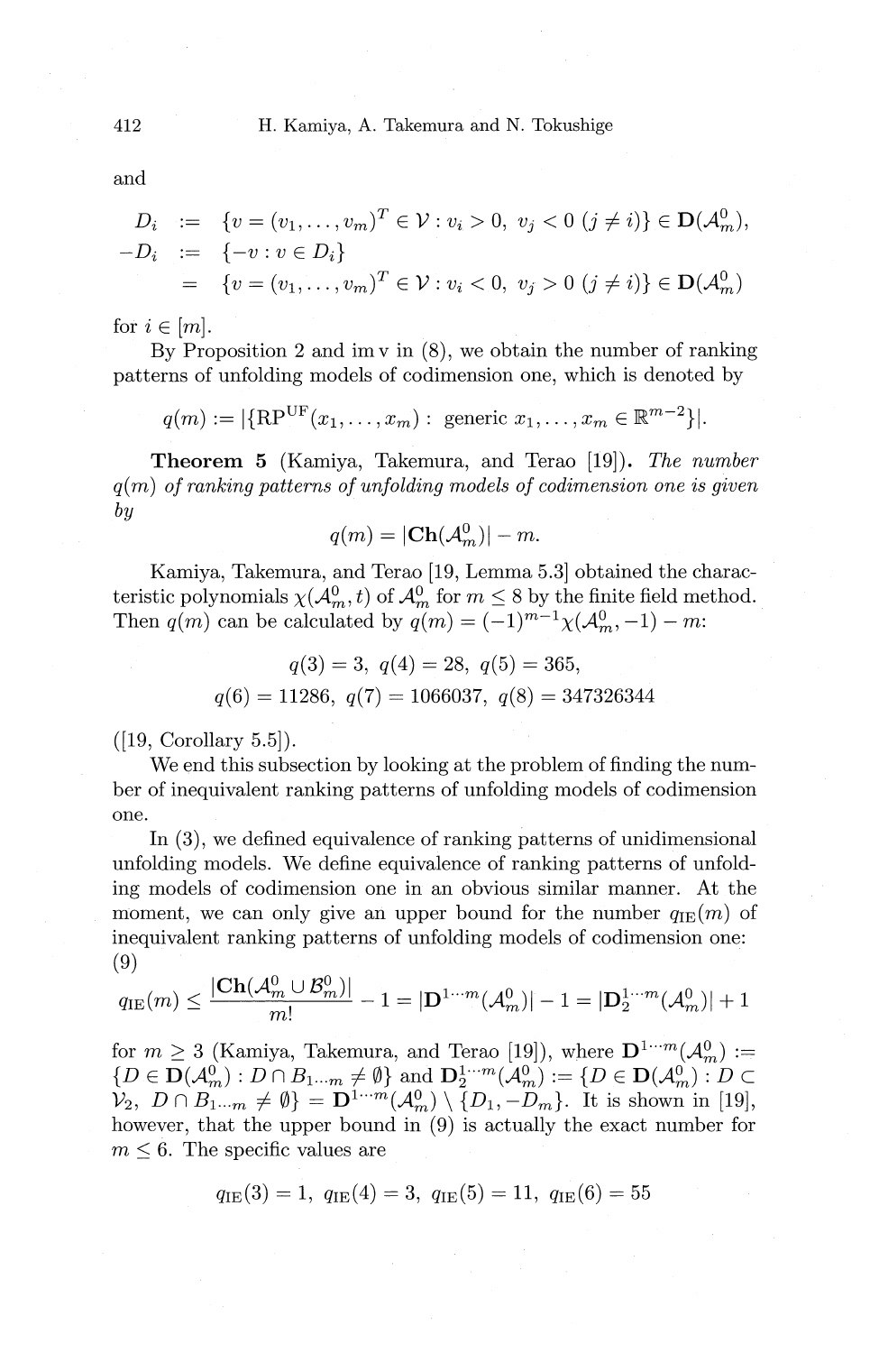and

$$
\begin{aligned}
D_i &:= \{v = (v_1, \ldots, v_m)^T \in \mathcal{V} : v_i > 0,\ v_j < 0\ (j \neq i)\} \in \mathbf{D}(\mathcal{A}_m^0), \\
-D_i &:= \{-v : v \in D_i\} \\
&= \{v = (v_1, \ldots, v_m)^T \in \mathcal{V} : v_i < 0,\ v_j > 0\ (j \neq i)\} \in \mathbf{D}(\mathcal{A}_m^0)
\end{aligned}
$$

for $i \in [m]$.

By Proposition 2 and im v in (8), we obtain the number of ranking patterns of unfolding models of codimension one, which is denoted by

$$
q(m) := |\{\mathrm{RP}^{\mathrm{UF}}(x_1, \ldots, x_m) : \text{ generic } x_1, \ldots, x_m \in \mathbb{R}^{m-2}\}|.
$$

**Theorem 5** (Kamiya, Takemura, and Terao [19]). *The number $q(m)$ of ranking patterns of unfolding models of codimension one is given by*

$$
q(m) = |\mathbf{Ch}(\mathcal{A}_m^0)| - m.
$$

Kamiya, Takemura, and Terao [19, Lemma 5.3] obtained the characteristic polynomials $\chi(\mathcal{A}_m^0, t)$ of $\mathcal{A}_m^0$ for $m \leq 8$ by the finite field method. Then $q(m)$ can be calculated by $q(m) = (-1)^{m-1}\chi(\mathcal{A}_m^0, -1) - m$:

$$
\begin{gathered}
q(3) = 3,\ q(4) = 28,\ q(5) = 365, \\
q(6) = 11286,\ q(7) = 1066037,\ q(8) = 347326344
\end{gathered}
$$

([19, Corollary 5.5]).

We end this subsection by looking at the problem of finding the number of inequivalent ranking patterns of unfolding models of codimension one.

In (3), we defined equivalence of ranking patterns of unidimensional unfolding models. We define equivalence of ranking patterns of unfolding models of codimension one in an obvious similar manner. At the moment, we can only give an upper bound for the number $q_{\mathrm{IE}}(m)$ of inequivalent ranking patterns of unfolding models of codimension one:

(9)

$$
q_{\mathrm{IE}}(m) \leq \frac{|\mathbf{Ch}(\mathcal{A}_m^0 \cup \mathcal{B}_m^0)|}{m!} - 1 = |\mathbf{D}^{1\cdots m}(\mathcal{A}_m^0)| - 1 = |\mathbf{D}_2^{1\cdots m}(\mathcal{A}_m^0)| + 1
$$

for $m \geq 3$ (Kamiya, Takemura, and Terao [19]), where $\mathbf{D}^{1\cdots m}(\mathcal{A}_m^0) := \{D \in \mathbf{D}(\mathcal{A}_m^0) : D \cap B_{1\cdots m} \neq \emptyset\}$ and $\mathbf{D}_2^{1\cdots m}(\mathcal{A}_m^0) := \{D \in \mathbf{D}(\mathcal{A}_m^0) : D \subset \mathcal{V}_2,\ D \cap B_{1\cdots m} \neq \emptyset\} = \mathbf{D}^{1\cdots m}(\mathcal{A}_m^0) \setminus \{D_1, -D_m\}$. It is shown in [19], however, that the upper bound in (9) is actually the exact number for $m \leq 6$. The specific values are

$$
q_{\mathrm{IE}}(3) = 1,\ q_{\mathrm{IE}}(4) = 3,\ q_{\mathrm{IE}}(5) = 11,\ q_{\mathrm{IE}}(6) = 55
$$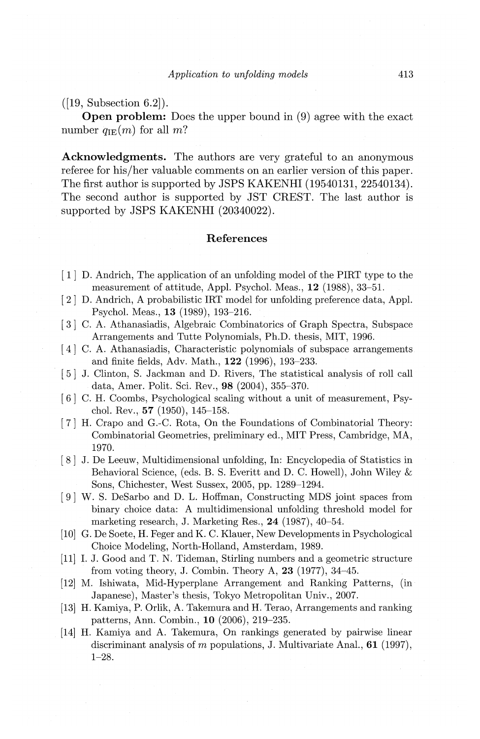([19, Subsection 6.2]).

**Open problem:** Does the upper bound in (9) agree with the exact number $q_{\mathrm{IE}}(m)$ for all $m$?

**Acknowledgments.** The authors are very grateful to an anonymous referee for his/her valuable comments on an earlier version of this paper. The first author is supported by JSPS KAKENHI (19540131, 22540134). The second author is supported by JST CREST. The last author is supported by JSPS KAKENHI (20340022).

## References

[1] D. Andrich, The application of an unfolding model of the PIRT type to the measurement of attitude, Appl. Psychol. Meas., **12** (1988), 33–51.

[2] D. Andrich, A probabilistic IRT model for unfolding preference data, Appl. Psychol. Meas., **13** (1989), 193–216.

[3] C. A. Athanasiadis, Algebraic Combinatorics of Graph Spectra, Subspace Arrangements and Tutte Polynomials, Ph.D. thesis, MIT, 1996.

[4] C. A. Athanasiadis, Characteristic polynomials of subspace arrangements and finite fields, Adv. Math., **122** (1996), 193–233.

[5] J. Clinton, S. Jackman and D. Rivers, The statistical analysis of roll call data, Amer. Polit. Sci. Rev., **98** (2004), 355–370.

[6] C. H. Coombs, Psychological scaling without a unit of measurement, Psychol. Rev., **57** (1950), 145–158.

[7] H. Crapo and G.-C. Rota, On the Foundations of Combinatorial Theory: Combinatorial Geometries, preliminary ed., MIT Press, Cambridge, MA, 1970.

[8] J. De Leeuw, Multidimensional unfolding, In: Encyclopedia of Statistics in Behavioral Science, (eds. B. S. Everitt and D. C. Howell), John Wiley & Sons, Chichester, West Sussex, 2005, pp. 1289–1294.

[9] W. S. DeSarbo and D. L. Hoffman, Constructing MDS joint spaces from binary choice data: A multidimensional unfolding threshold model for marketing research, J. Marketing Res., **24** (1987), 40–54.

[10] G. De Soete, H. Feger and K. C. Klauer, New Developments in Psychological Choice Modeling, North-Holland, Amsterdam, 1989.

[11] I. J. Good and T. N. Tideman, Stirling numbers and a geometric structure from voting theory, J. Combin. Theory A, **23** (1977), 34–45.

[12] M. Ishiwata, Mid-Hyperplane Arrangement and Ranking Patterns, (in Japanese), Master's thesis, Tokyo Metropolitan Univ., 2007.

[13] H. Kamiya, P. Orlik, A. Takemura and H. Terao, Arrangements and ranking patterns, Ann. Combin., **10** (2006), 219–235.

[14] H. Kamiya and A. Takemura, On rankings generated by pairwise linear discriminant analysis of $m$ populations, J. Multivariate Anal., **61** (1997), 1–28.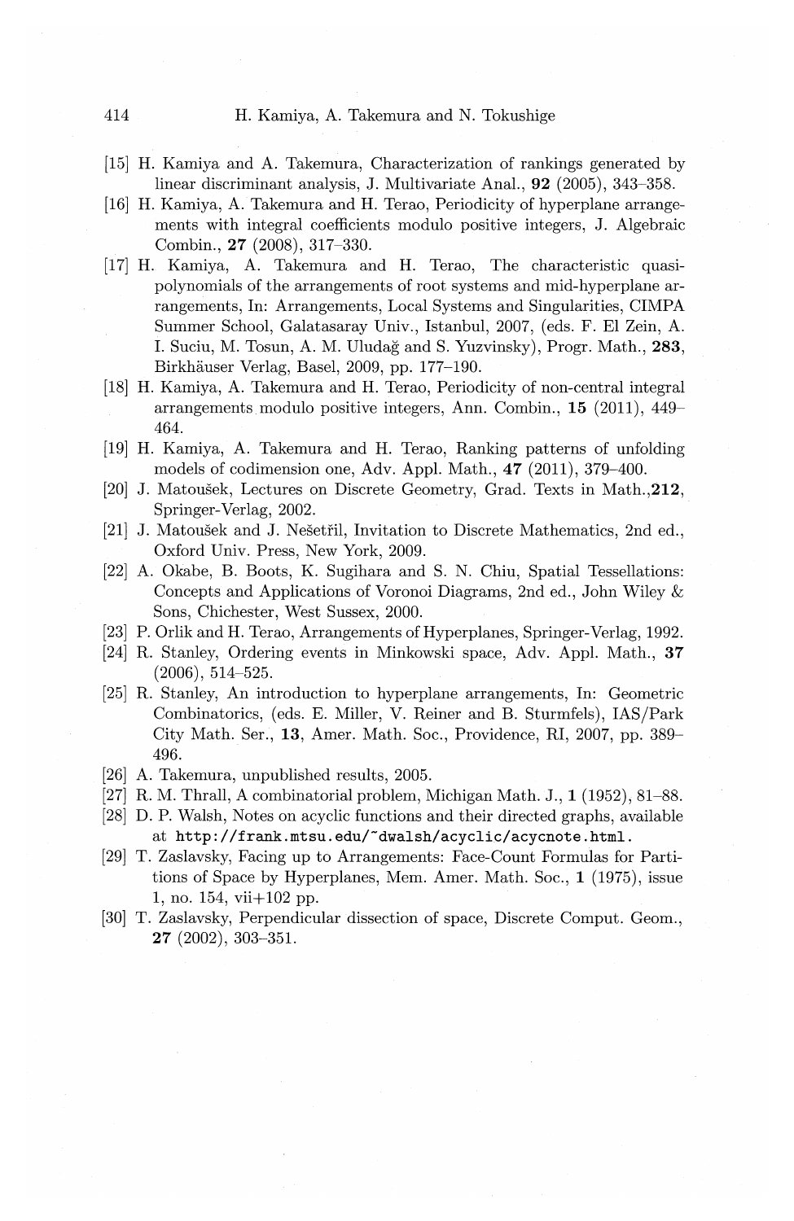[15] H. Kamiya and A. Takemura, Characterization of rankings generated by linear discriminant analysis, J. Multivariate Anal., **92** (2005), 343–358.

[16] H. Kamiya, A. Takemura and H. Terao, Periodicity of hyperplane arrangements with integral coefficients modulo positive integers, J. Algebraic Combin., **27** (2008), 317–330.

[17] H. Kamiya, A. Takemura and H. Terao, The characteristic quasi-polynomials of the arrangements of root systems and mid-hyperplane arrangements, In: Arrangements, Local Systems and Singularities, CIMPA Summer School, Galatasaray Univ., Istanbul, 2007, (eds. F. El Zein, A. I. Suciu, M. Tosun, A. M. Uludağ and S. Yuzvinsky), Progr. Math., **283**, Birkhäuser Verlag, Basel, 2009, pp. 177–190.

[18] H. Kamiya, A. Takemura and H. Terao, Periodicity of non-central integral arrangements modulo positive integers, Ann. Combin., **15** (2011), 449–464.

[19] H. Kamiya, A. Takemura and H. Terao, Ranking patterns of unfolding models of codimension one, Adv. Appl. Math., **47** (2011), 379–400.

[20] J. Matoušek, Lectures on Discrete Geometry, Grad. Texts in Math.,**212**, Springer-Verlag, 2002.

[21] J. Matoušek and J. Nešetřil, Invitation to Discrete Mathematics, 2nd ed., Oxford Univ. Press, New York, 2009.

[22] A. Okabe, B. Boots, K. Sugihara and S. N. Chiu, Spatial Tessellations: Concepts and Applications of Voronoi Diagrams, 2nd ed., John Wiley & Sons, Chichester, West Sussex, 2000.

[23] P. Orlik and H. Terao, Arrangements of Hyperplanes, Springer-Verlag, 1992.

[24] R. Stanley, Ordering events in Minkowski space, Adv. Appl. Math., **37** (2006), 514–525.

[25] R. Stanley, An introduction to hyperplane arrangements, In: Geometric Combinatorics, (eds. E. Miller, V. Reiner and B. Sturmfels), IAS/Park City Math. Ser., **13**, Amer. Math. Soc., Providence, RI, 2007, pp. 389–496.

[26] A. Takemura, unpublished results, 2005.

[27] R. M. Thrall, A combinatorial problem, Michigan Math. J., **1** (1952), 81–88.

[28] D. P. Walsh, Notes on acyclic functions and their directed graphs, available at `http://frank.mtsu.edu/~dwalsh/acyclic/acycnote.html`.

[29] T. Zaslavsky, Facing up to Arrangements: Face-Count Formulas for Partitions of Space by Hyperplanes, Mem. Amer. Math. Soc., **1** (1975), issue 1, no. 154, vii+102 pp.

[30] T. Zaslavsky, Perpendicular dissection of space, Discrete Comput. Geom., **27** (2002), 303–351.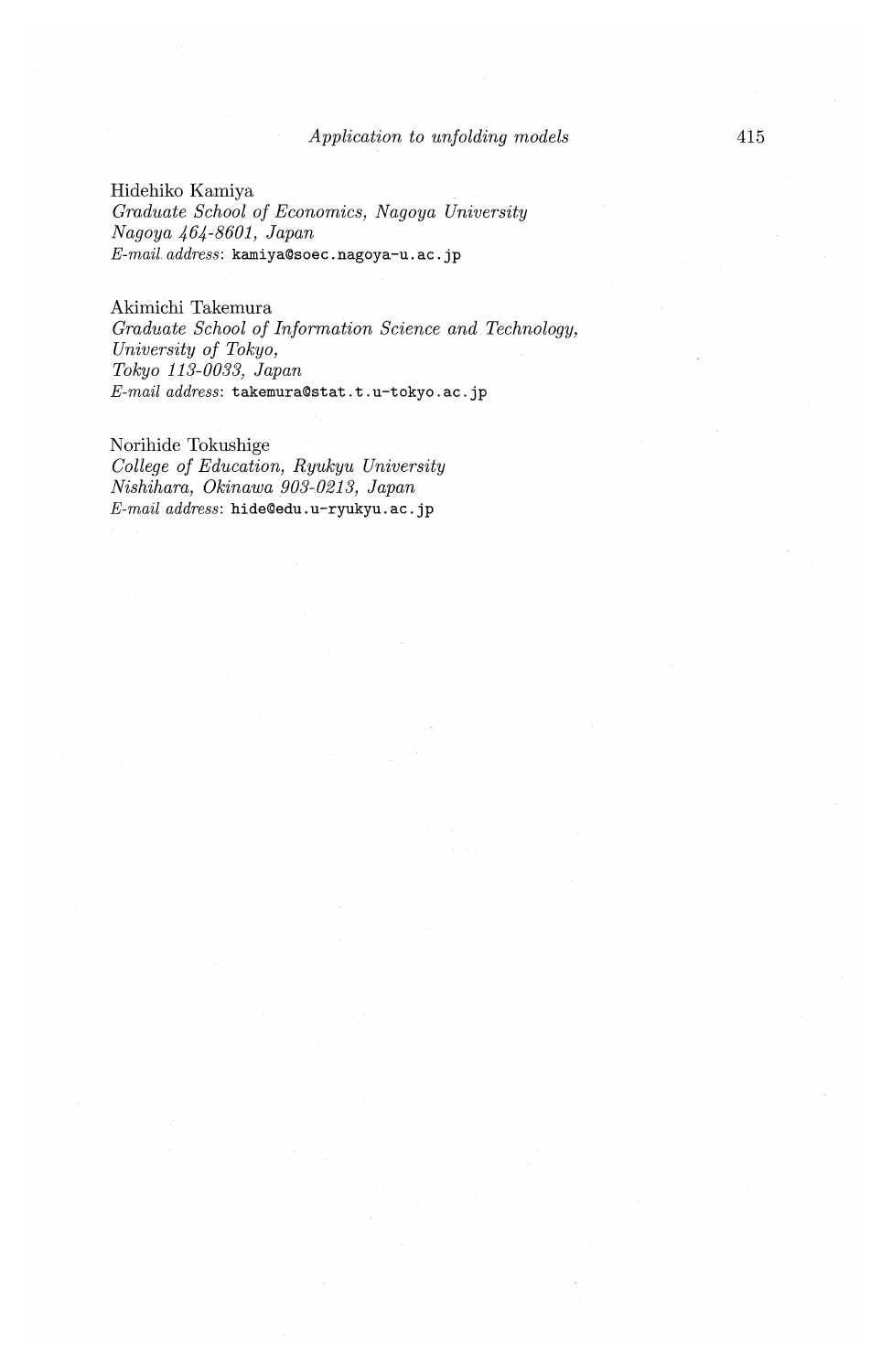Hidehiko Kamiya  
*Graduate School of Economics, Nagoya University*  
*Nagoya 464-8601, Japan*  
*E-mail address*: kamiya@soec.nagoya-u.ac.jp

Akimichi Takemura  
*Graduate School of Information Science and Technology,*  
*University of Tokyo,*  
*Tokyo 113-0033, Japan*  
*E-mail address*: takemura@stat.t.u-tokyo.ac.jp

Norihide Tokushige  
*College of Education, Ryukyu University*  
*Nishihara, Okinawa 903-0213, Japan*  
*E-mail address*: hide@edu.u-ryukyu.ac.jp